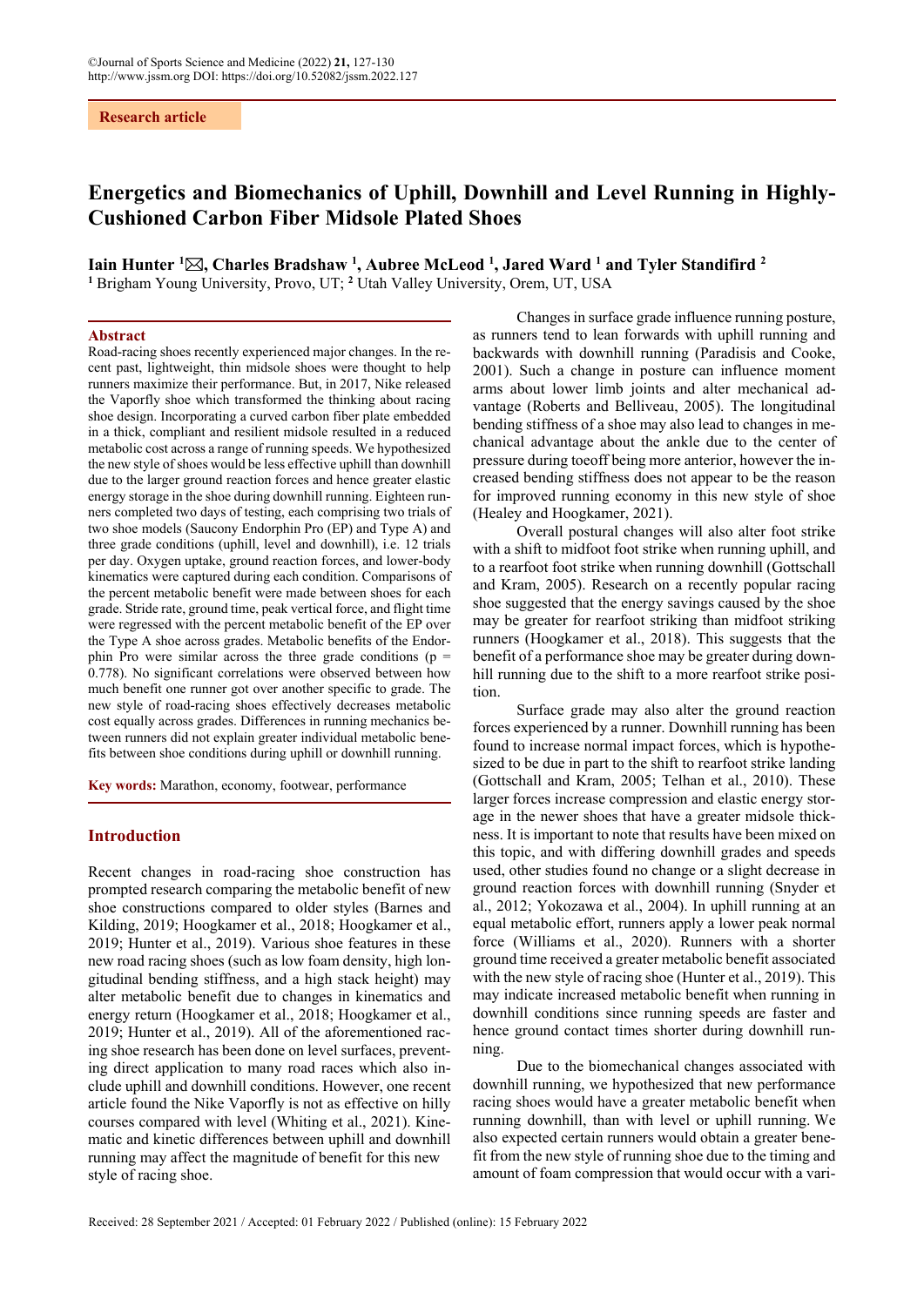Research article

# Energetics and Biomechanics of Uphill, Downhill and Level Running in Highly-Cushioned Carbon Fiber Midsole Plated Shoes

**Iain Hunter [1]✉, Charles Bradshaw [1], Aubree McLeod [1], Jared Ward [1] and Tyler Standifird [2]**

[1] Brigham Young University, Provo, UT; [2] Utah Valley University, Orem, UT, USA

## Abstract

Road-racing shoes recently experienced major changes. In the recent past, lightweight, thin midsole shoes were thought to help runners maximize their performance. But, in 2017, Nike released the Vaporfly shoe which transformed the thinking about racing shoe design. Incorporating a curved carbon fiber plate embedded in a thick, compliant and resilient midsole resulted in a reduced metabolic cost across a range of running speeds. We hypothesized the new style of shoes would be less effective uphill than downhill due to the larger ground reaction forces and hence greater elastic energy storage in the shoe during downhill running. Eighteen runners completed two days of testing, each comprising two trials of two shoe models (Saucony Endorphin Pro (EP) and Type A) and three grade conditions (uphill, level and downhill), i.e. 12 trials per day. Oxygen uptake, ground reaction forces, and lower-body kinematics were captured during each condition. Comparisons of the percent metabolic benefit were made between shoes for each grade. Stride rate, ground time, peak vertical force, and flight time were regressed with the percent metabolic benefit of the EP over the Type A shoe across grades. Metabolic benefits of the Endorphin Pro were similar across the three grade conditions ($p = 0.778$). No significant correlations were observed between how much benefit one runner got over another specific to grade. The new style of road-racing shoes effectively decreases metabolic cost equally across grades. Differences in running mechanics between runners did not explain greater individual metabolic benefits between shoe conditions during uphill or downhill running.

**Key words:** Marathon, economy, footwear, performance

## Introduction

Recent changes in road-racing shoe construction has prompted research comparing the metabolic benefit of new shoe constructions compared to older styles (Barnes and Kilding, 2019; Hoogkamer et al., 2018; Hoogkamer et al., 2019; Hunter et al., 2019). Various shoe features in these new road racing shoes (such as low foam density, high longitudinal bending stiffness, and a high stack height) may alter metabolic benefit due to changes in kinematics and energy return (Hoogkamer et al., 2018; Hoogkamer et al., 2019; Hunter et al., 2019). All of the aforementioned racing shoe research has been done on level surfaces, preventing direct application to many road races which also include uphill and downhill conditions. However, one recent article found the Nike Vaporfly is not as effective on hilly courses compared with level (Whiting et al., 2021). Kinematic and kinetic differences between uphill and downhill running may affect the magnitude of benefit for this new style of racing shoe.

Changes in surface grade influence running posture, as runners tend to lean forwards with uphill running and backwards with downhill running (Paradisis and Cooke, 2001). Such a change in posture can influence moment arms about lower limb joints and alter mechanical advantage (Roberts and Belliveau, 2005). The longitudinal bending stiffness of a shoe may also lead to changes in mechanical advantage about the ankle due to the center of pressure during toeoff being more anterior, however the increased bending stiffness does not appear to be the reason for improved running economy in this new style of shoe (Healey and Hoogkamer, 2021).

Overall postural changes will also alter foot strike with a shift to midfoot foot strike when running uphill, and to a rearfoot foot strike when running downhill (Gottschall and Kram, 2005). Research on a recently popular racing shoe suggested that the energy savings caused by the shoe may be greater for rearfoot striking than midfoot striking runners (Hoogkamer et al., 2018). This suggests that the benefit of a performance shoe may be greater during downhill running due to the shift to a more rearfoot strike position.

Surface grade may also alter the ground reaction forces experienced by a runner. Downhill running has been found to increase normal impact forces, which is hypothesized to be due in part to the shift to rearfoot strike landing (Gottschall and Kram, 2005; Telhan et al., 2010). These larger forces increase compression and elastic energy storage in the newer shoes that have a greater midsole thickness. It is important to note that results have been mixed on this topic, and with differing downhill grades and speeds used, other studies found no change or a slight decrease in ground reaction forces with downhill running (Snyder et al., 2012; Yokozawa et al., 2004). In uphill running at an equal metabolic effort, runners apply a lower peak normal force (Williams et al., 2020). Runners with a shorter ground time received a greater metabolic benefit associated with the new style of racing shoe (Hunter et al., 2019). This may indicate increased metabolic benefit when running in downhill conditions since running speeds are faster and hence ground contact times shorter during downhill running.

Due to the biomechanical changes associated with downhill running, we hypothesized that new performance racing shoes would have a greater metabolic benefit when running downhill, than with level or uphill running. We also expected certain runners would obtain a greater benefit from the new style of running shoe due to the timing and amount of foam compression that would occur with a vari-

Received: 28 September 2021 / Accepted: 01 February 2022 / Published (online): 15 February 2022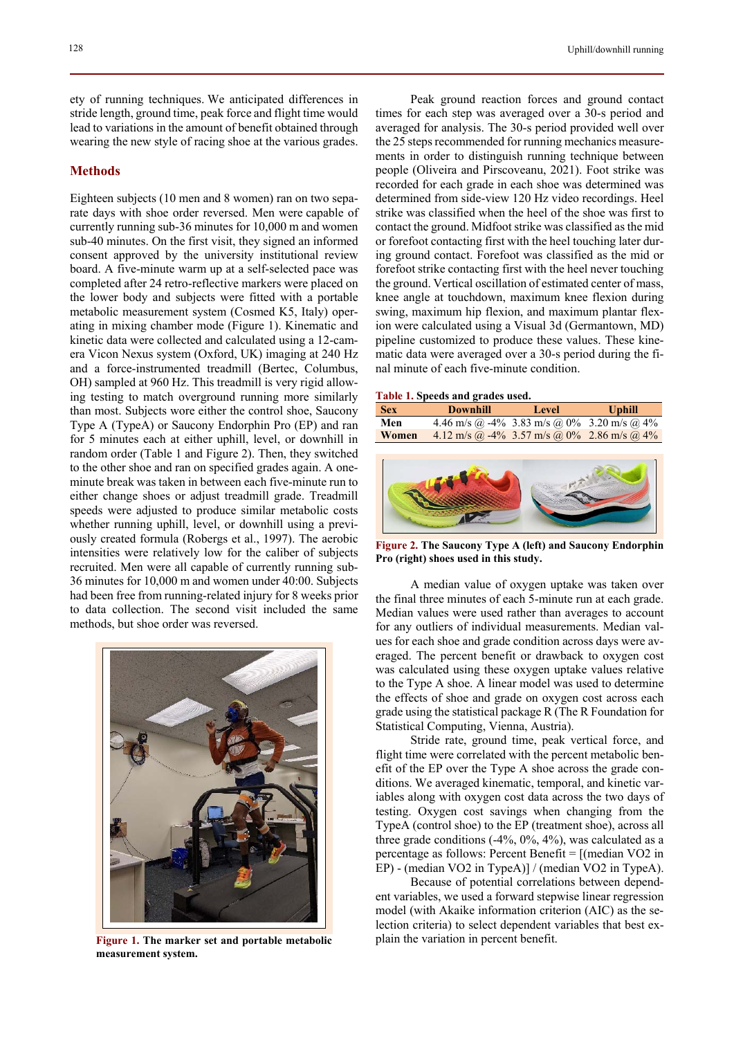ety of running techniques. We anticipated differences in stride length, ground time, peak force and flight time would lead to variations in the amount of benefit obtained through wearing the new style of racing shoe at the various grades.

## Methods

Eighteen subjects (10 men and 8 women) ran on two separate days with shoe order reversed. Men were capable of currently running sub-36 minutes for 10,000 m and women sub-40 minutes. On the first visit, they signed an informed consent approved by the university institutional review board. A five-minute warm up at a self-selected pace was completed after 24 retro-reflective markers were placed on the lower body and subjects were fitted with a portable metabolic measurement system (Cosmed K5, Italy) operating in mixing chamber mode (Figure 1). Kinematic and kinetic data were collected and calculated using a 12-camera Vicon Nexus system (Oxford, UK) imaging at 240 Hz and a force-instrumented treadmill (Bertec, Columbus, OH) sampled at 960 Hz. This treadmill is very rigid allowing testing to match overground running more similarly than most. Subjects wore either the control shoe, Saucony Type A (TypeA) or Saucony Endorphin Pro (EP) and ran for 5 minutes each at either uphill, level, or downhill in random order (Table 1 and Figure 2). Then, they switched to the other shoe and ran on specified grades again. A one-minute break was taken in between each five-minute run to either change shoes or adjust treadmill grade. Treadmill speeds were adjusted to produce similar metabolic costs whether running uphill, level, or downhill using a previously created formula (Robergs et al., 1997). The aerobic intensities were relatively low for the caliber of subjects recruited. Men were all capable of currently running sub-36 minutes for 10,000 m and women under 40:00. Subjects had been free from running-related injury for 8 weeks prior to data collection. The second visit included the same methods, but shoe order was reversed.

**Figure 1. The marker set and portable metabolic measurement system.**

Peak ground reaction forces and ground contact times for each step was averaged over a 30-s period and averaged for analysis. The 30-s period provided well over the 25 steps recommended for running mechanics measurements in order to distinguish running technique between people (Oliveira and Pirscoveanu, 2021). Foot strike was recorded for each grade in each shoe was determined was determined from side-view 120 Hz video recordings. Heel strike was classified when the heel of the shoe was first to contact the ground. Midfoot strike was classified as the mid or forefoot contacting first with the heel touching later during ground contact. Forefoot was classified as the mid or forefoot strike contacting first with the heel never touching the ground. Vertical oscillation of estimated center of mass, knee angle at touchdown, maximum knee flexion during swing, maximum hip flexion, and maximum plantar flexion were calculated using a Visual 3d (Germantown, MD) pipeline customized to produce these values. These kinematic data were averaged over a 30-s period during the final minute of each five-minute condition.

**Table 1. Speeds and grades used.**

| Sex | Downhill | Level | Uphill |
|---|---|---|---|
| **Men** | 4.46 m/s @ -4% | 3.83 m/s @ 0% | 3.20 m/s @ 4% |
| **Women** | 4.12 m/s @ -4% | 3.57 m/s @ 0% | 2.86 m/s @ 4% |

**Figure 2. The Saucony Type A (left) and Saucony Endorphin Pro (right) shoes used in this study.**

A median value of oxygen uptake was taken over the final three minutes of each 5-minute run at each grade. Median values were used rather than averages to account for any outliers of individual measurements. Median values for each shoe and grade condition across days were averaged. The percent benefit or drawback to oxygen cost was calculated using these oxygen uptake values relative to the Type A shoe. A linear model was used to determine the effects of shoe and grade on oxygen cost across each grade using the statistical package R (The R Foundation for Statistical Computing, Vienna, Austria).

Stride rate, ground time, peak vertical force, and flight time were correlated with the percent metabolic benefit of the EP over the Type A shoe across the grade conditions. We averaged kinematic, temporal, and kinetic variables along with oxygen cost data across the two days of testing. Oxygen cost savings when changing from the TypeA (control shoe) to the EP (treatment shoe), across all three grade conditions (-4%, 0%, 4%), was calculated as a percentage as follows: Percent Benefit = [(median VO2 in EP) - (median VO2 in TypeA)] / (median VO2 in TypeA).

Because of potential correlations between dependent variables, we used a forward stepwise linear regression model (with Akaike information criterion (AIC) as the selection criteria) to select dependent variables that best explain the variation in percent benefit.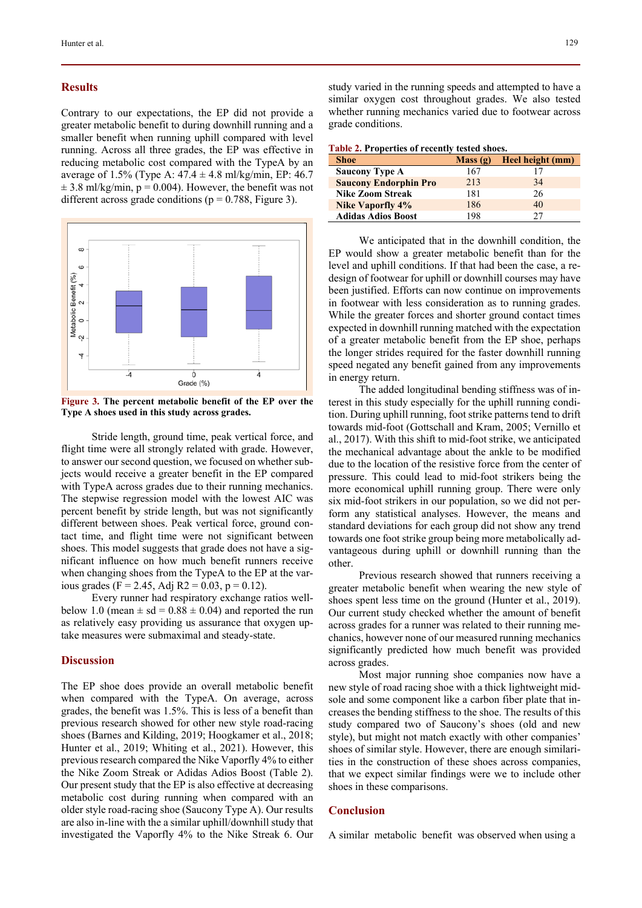## Results

Contrary to our expectations, the EP did not provide a greater metabolic benefit to during downhill running and a smaller benefit when running uphill compared with level running. Across all three grades, the EP was effective in reducing metabolic cost compared with the TypeA by an average of 1.5% (Type A: 47.4 ± 4.8 ml/kg/min, EP: 46.7 ± 3.8 ml/kg/min, $p = 0.004$). However, the benefit was not different across grade conditions ($p = 0.788$, Figure 3).

**Figure 3. The percent metabolic benefit of the EP over the Type A shoes used in this study across grades.**

Stride length, ground time, peak vertical force, and flight time were all strongly related with grade. However, to answer our second question, we focused on whether subjects would receive a greater benefit in the EP compared with TypeA across grades due to their running mechanics. The stepwise regression model with the lowest AIC was percent benefit by stride length, but was not significantly different between shoes. Peak vertical force, ground contact time, and flight time were not significant between shoes. This model suggests that grade does not have a significant influence on how much benefit runners receive when changing shoes from the TypeA to the EP at the various grades ($F = 2.45$, Adj $R2 = 0.03$, $p = 0.12$).

Every runner had respiratory exchange ratios well-below 1.0 (mean ± sd = 0.88 ± 0.04) and reported the run as relatively easy providing us assurance that oxygen uptake measures were submaximal and steady-state.

## Discussion

The EP shoe does provide an overall metabolic benefit when compared with the TypeA. On average, across grades, the benefit was 1.5%. This is less of a benefit than previous research showed for other new style road-racing shoes (Barnes and Kilding, 2019; Hoogkamer et al., 2018; Hunter et al., 2019; Whiting et al., 2021). However, this previous research compared the Nike Vaporfly 4% to either the Nike Zoom Streak or Adidas Adios Boost (Table 2). Our present study that the EP is also effective at decreasing metabolic cost during running when compared with an older style road-racing shoe (Saucony Type A). Our results are also in-line with the a similar uphill/downhill study that investigated the Vaporfly 4% to the Nike Streak 6. Our study varied in the running speeds and attempted to have a similar oxygen cost throughout grades. We also tested whether running mechanics varied due to footwear across grade conditions.

**Table 2. Properties of recently tested shoes.**

| Shoe | Mass (g) | Heel height (mm) |
|---|---|---|
| Saucony Type A | 167 | 17 |
| Saucony Endorphin Pro | 213 | 34 |
| Nike Zoom Streak | 181 | 26 |
| Nike Vaporfly 4% | 186 | 40 |
| Adidas Adios Boost | 198 | 27 |

We anticipated that in the downhill condition, the EP would show a greater metabolic benefit than for the level and uphill conditions. If that had been the case, a redesign of footwear for uphill or downhill courses may have been justified. Efforts can now continue on improvements in footwear with less consideration as to running grades. While the greater forces and shorter ground contact times expected in downhill running matched with the expectation of a greater metabolic benefit from the EP shoe, perhaps the longer strides required for the faster downhill running speed negated any benefit gained from any improvements in energy return.

The added longitudinal bending stiffness was of interest in this study especially for the uphill running condition. During uphill running, foot strike patterns tend to drift towards mid-foot (Gottschall and Kram, 2005; Vernillo et al., 2017). With this shift to mid-foot strike, we anticipated the mechanical advantage about the ankle to be modified due to the location of the resistive force from the center of pressure. This could lead to mid-foot strikers being the more economical uphill running group. There were only six mid-foot strikers in our population, so we did not perform any statistical analyses. However, the means and standard deviations for each group did not show any trend towards one foot strike group being more metabolically advantageous during uphill or downhill running than the other.

Previous research showed that runners receiving a greater metabolic benefit when wearing the new style of shoes spent less time on the ground (Hunter et al., 2019). Our current study checked whether the amount of benefit across grades for a runner was related to their running mechanics, however none of our measured running mechanics significantly predicted how much benefit was provided across grades.

Most major running shoe companies now have a new style of road racing shoe with a thick lightweight midsole and some component like a carbon fiber plate that increases the bending stiffness to the shoe. The results of this study compared two of Saucony's shoes (old and new style), but might not match exactly with other companies' shoes of similar style. However, there are enough similarities in the construction of these shoes across companies, that we expect similar findings were we to include other shoes in these comparisons.

## Conclusion

A similar metabolic benefit was observed when using a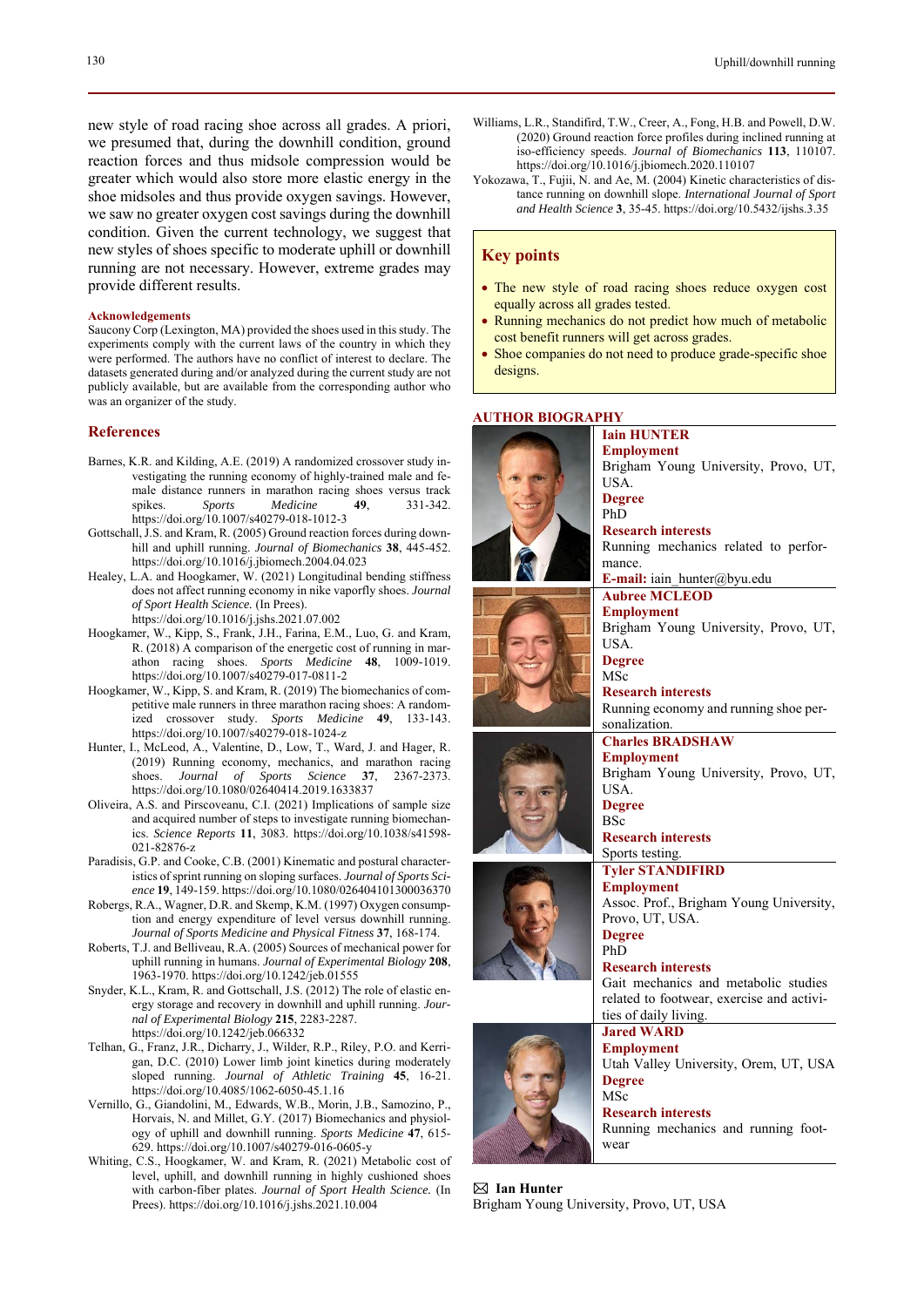new style of road racing shoe across all grades. A priori, we presumed that, during the downhill condition, ground reaction forces and thus midsole compression would be greater which would also store more elastic energy in the shoe midsoles and thus provide oxygen savings. However, we saw no greater oxygen cost savings during the downhill condition. Given the current technology, we suggest that new styles of shoes specific to moderate uphill or downhill running are not necessary. However, extreme grades may provide different results.

#### Acknowledgements

Saucony Corp (Lexington, MA) provided the shoes used in this study. The experiments comply with the current laws of the country in which they were performed. The authors have no conflict of interest to declare. The datasets generated during and/or analyzed during the current study are not publicly available, but are available from the corresponding author who was an organizer of the study.

## References

Barnes, K.R. and Kilding, A.E. (2019) A randomized crossover study investigating the running economy of highly-trained male and female distance runners in marathon racing shoes versus track spikes. *Sports Medicine* **49**, 331-342. https://doi.org/10.1007/s40279-018-1012-3

Gottschall, J.S. and Kram, R. (2005) Ground reaction forces during downhill and uphill running. *Journal of Biomechanics* **38**, 445-452. https://doi.org/10.1016/j.jbiomech.2004.04.023

Healey, L.A. and Hoogkamer, W. (2021) Longitudinal bending stiffness does not affect running economy in nike vaporfly shoes. *Journal of Sport Health Science.* (In Prees). https://doi.org/10.1016/j.jshs.2021.07.002

Hoogkamer, W., Kipp, S., Frank, J.H., Farina, E.M., Luo, G. and Kram, R. (2018) A comparison of the energetic cost of running in marathon racing shoes. *Sports Medicine* **48**, 1009-1019. https://doi.org/10.1007/s40279-017-0811-2

Hoogkamer, W., Kipp, S. and Kram, R. (2019) The biomechanics of competitive male runners in three marathon racing shoes: A randomized crossover study. *Sports Medicine* **49**, 133-143. https://doi.org/10.1007/s40279-018-1024-z

Hunter, I., McLeod, A., Valentine, D., Low, T., Ward, J. and Hager, R. (2019) Running economy, mechanics, and marathon racing shoes. *Journal of Sports Science* **37**, 2367-2373. https://doi.org/10.1080/02640414.2019.1633837

Oliveira, A.S. and Pirscoveanu, C.I. (2021) Implications of sample size and acquired number of steps to investigate running biomechanics. *Science Reports* **11**, 3083. https://doi.org/10.1038/s41598-021-82876-z

Paradisis, G.P. and Cooke, C.B. (2001) Kinematic and postural characteristics of sprint running on sloping surfaces. *Journal of Sports Science* **19**, 149-159. https://doi.org/10.1080/026404101300036370

Robergs, R.A., Wagner, D.R. and Skemp, K.M. (1997) Oxygen consumption and energy expenditure of level versus downhill running. *Journal of Sports Medicine and Physical Fitness* **37**, 168-174.

Roberts, T.J. and Belliveau, R.A. (2005) Sources of mechanical power for uphill running in humans. *Journal of Experimental Biology* **208**, 1963-1970. https://doi.org/10.1242/jeb.01555

Snyder, K.L., Kram, R. and Gottschall, J.S. (2012) The role of elastic energy storage and recovery in downhill and uphill running. *Journal of Experimental Biology* **215**, 2283-2287. https://doi.org/10.1242/jeb.066332

Telhan, G., Franz, J.R., Dicharry, J., Wilder, R.P., Riley, P.O. and Kerrigan, D.C. (2010) Lower limb joint kinetics during moderately sloped running. *Journal of Athletic Training* **45**, 16-21. https://doi.org/10.4085/1062-6050-45.1.16

Vernillo, G., Giandolini, M., Edwards, W.B., Morin, J.B., Samozino, P., Horvais, N. and Millet, G.Y. (2017) Biomechanics and physiology of uphill and downhill running. *Sports Medicine* **47**, 615-629. https://doi.org/10.1007/s40279-016-0605-y

Whiting, C.S., Hoogkamer, W. and Kram, R. (2021) Metabolic cost of level, uphill, and downhill running in highly cushioned shoes with carbon-fiber plates. *Journal of Sport Health Science.* (In Prees). https://doi.org/10.1016/j.jshs.2021.10.004

Williams, L.R., Standifird, T.W., Creer, A., Fong, H.B. and Powell, D.W. (2020) Ground reaction force profiles during inclined running at iso-efficiency speeds. *Journal of Biomechanics* **113**, 110107. https://doi.org/10.1016/j.jbiomech.2020.110107

Yokozawa, T., Fujii, N. and Ae, M. (2004) Kinetic characteristics of distance running on downhill slope. *International Journal of Sport and Health Science* **3**, 35-45. https://doi.org/10.5432/ijshs.3.35

## Key points

- The new style of road racing shoes reduce oxygen cost equally across all grades tested.
- Running mechanics do not predict how much of metabolic cost benefit runners will get across grades.
- Shoe companies do not need to produce grade-specific shoe designs.

## AUTHOR BIOGRAPHY

**Iain HUNTER**
**Employment**
Brigham Young University, Provo, UT, USA.
**Degree**
PhD
**Research interests**
Running mechanics related to performance.
**E-mail:** iain_hunter@byu.edu

**Aubree MCLEOD**
**Employment**
Brigham Young University, Provo, UT, USA.
**Degree**
MSc
**Research interests**
Running economy and running shoe personalization.

**Charles BRADSHAW**
**Employment**
Brigham Young University, Provo, UT, USA.
**Degree**
BSc
**Research interests**
Sports testing.

**Tyler STANDIFIRD**
**Employment**
Assoc. Prof., Brigham Young University, Provo, UT, USA.
**Degree**
PhD
**Research interests**
Gait mechanics and metabolic studies related to footwear, exercise and activities of daily living.

**Jared WARD**
**Employment**
Utah Valley University, Orem, UT, USA
**Degree**
MSc
**Research interests**
Running mechanics and running footwear

✉ **Ian Hunter**
Brigham Young University, Provo, UT, USA